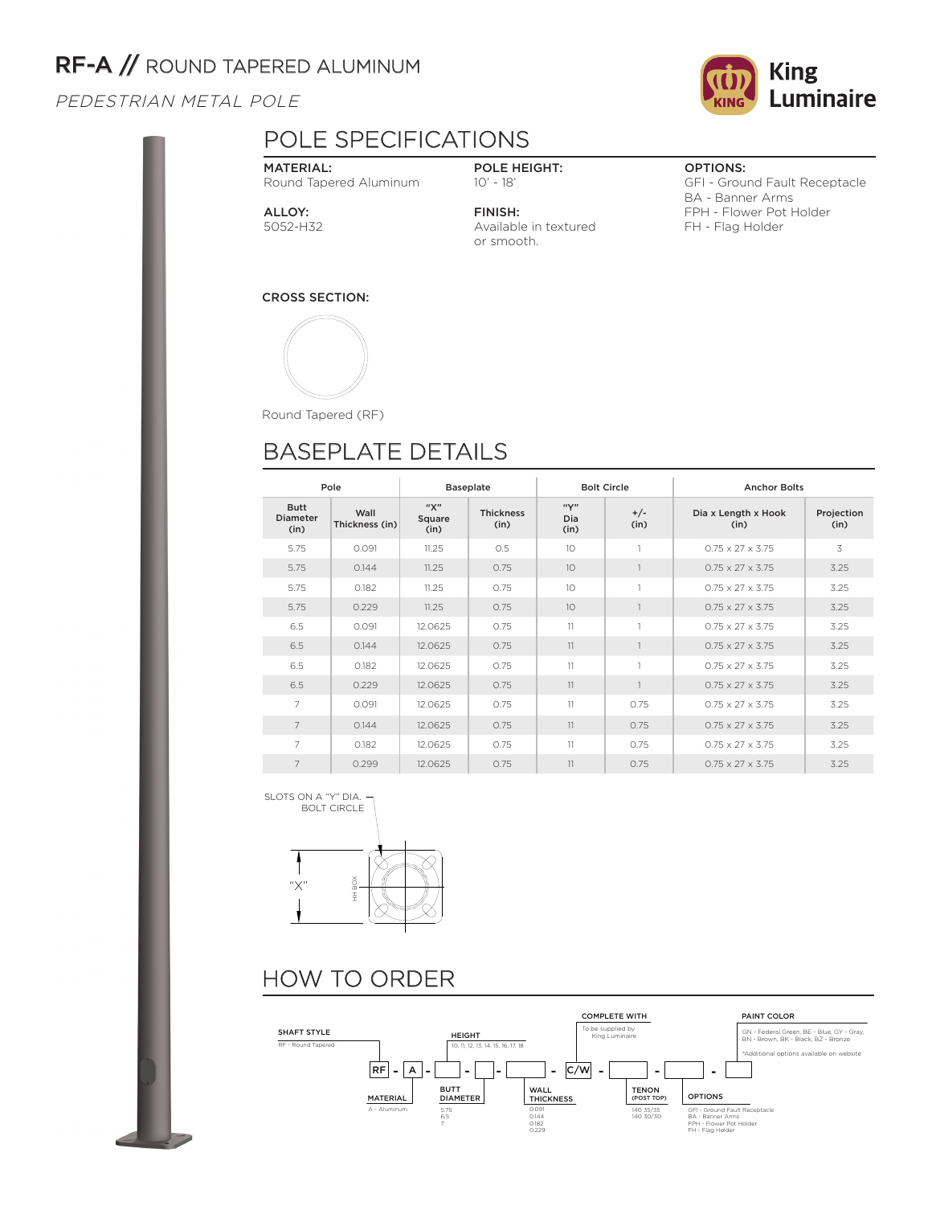# RF-A // ROUND TAPERED ALUMINUM

*PEDESTRIAN METAL POLE*

King Luminaire

## POLE SPECIFICATIONS

**MATERIAL:**
Round Tapered Aluminum

**ALLOY:**
5052-H32

**POLE HEIGHT:**
10' - 18'

**FINISH:**
Available in textured or smooth.

**OPTIONS:**
GFI - Ground Fault Receptacle
BA - Banner Arms
FPH - Flower Pot Holder
FH - Flag Holder

**CROSS SECTION:**

Round Tapered (RF)

## BASEPLATE DETAILS

| Pole | | Baseplate | | Bolt Circle | | Anchor Bolts | |
|---|---|---|---|---|---|---|---|
| Butt Diameter (in) | Wall Thickness (in) | "X" Square (in) | Thickness (in) | "Y" Dia (in) | +/- (in) | Dia x Length x Hook (in) | Projection (in) |
| 5.75 | 0.091 | 11.25 | 0.5 | 10 | 1 | 0.75 x 27 x 3.75 | 3 |
| 5.75 | 0.144 | 11.25 | 0.75 | 10 | 1 | 0.75 x 27 x 3.75 | 3.25 |
| 5.75 | 0.182 | 11.25 | 0.75 | 10 | 1 | 0.75 x 27 x 3.75 | 3.25 |
| 5.75 | 0.229 | 11.25 | 0.75 | 10 | 1 | 0.75 x 27 x 3.75 | 3.25 |
| 6.5 | 0.091 | 12.0625 | 0.75 | 11 | 1 | 0.75 x 27 x 3.75 | 3.25 |
| 6.5 | 0.144 | 12.0625 | 0.75 | 11 | 1 | 0.75 x 27 x 3.75 | 3.25 |
| 6.5 | 0.182 | 12.0625 | 0.75 | 11 | 1 | 0.75 x 27 x 3.75 | 3.25 |
| 6.5 | 0.229 | 12.0625 | 0.75 | 11 | 1 | 0.75 x 27 x 3.75 | 3.25 |
| 7 | 0.091 | 12.0625 | 0.75 | 11 | 0.75 | 0.75 x 27 x 3.75 | 3.25 |
| 7 | 0.144 | 12.0625 | 0.75 | 11 | 0.75 | 0.75 x 27 x 3.75 | 3.25 |
| 7 | 0.182 | 12.0625 | 0.75 | 11 | 0.75 | 0.75 x 27 x 3.75 | 3.25 |
| 7 | 0.299 | 12.0625 | 0.75 | 11 | 0.75 | 0.75 x 27 x 3.75 | 3.25 |

SLOTS ON A "Y" DIA. BOLT CIRCLE

"X"

HH BOX

## HOW TO ORDER

RF - A - [ ] - [ ] - [ ] - C/W - [ ] - [ ] - [ ]

**SHAFT STYLE**
RF - Round Tapered

**MATERIAL**
A - Aluminum

**HEIGHT**
10, 11, 12, 13, 14, 15, 16, 17, 18

**BUTT DIAMETER**
5.75
6.5
7

**WALL THICKNESS**
0.091
0.144
0.182
0.229

**COMPLETE WITH**
To be supplied by King Luminaire

**TENON (POST TOP)**
140 35/35
140 30/30

**OPTIONS**
GFI - Ground Fault Receptacle
BA - Banner Arms
FPH - Flower Pot Holder
FH - Flag Holder

**PAINT COLOR**
GN - Federal Green, BE - Blue, GY - Gray, BN - Brown, BK - Black, BZ - Bronze

*Additional options available on website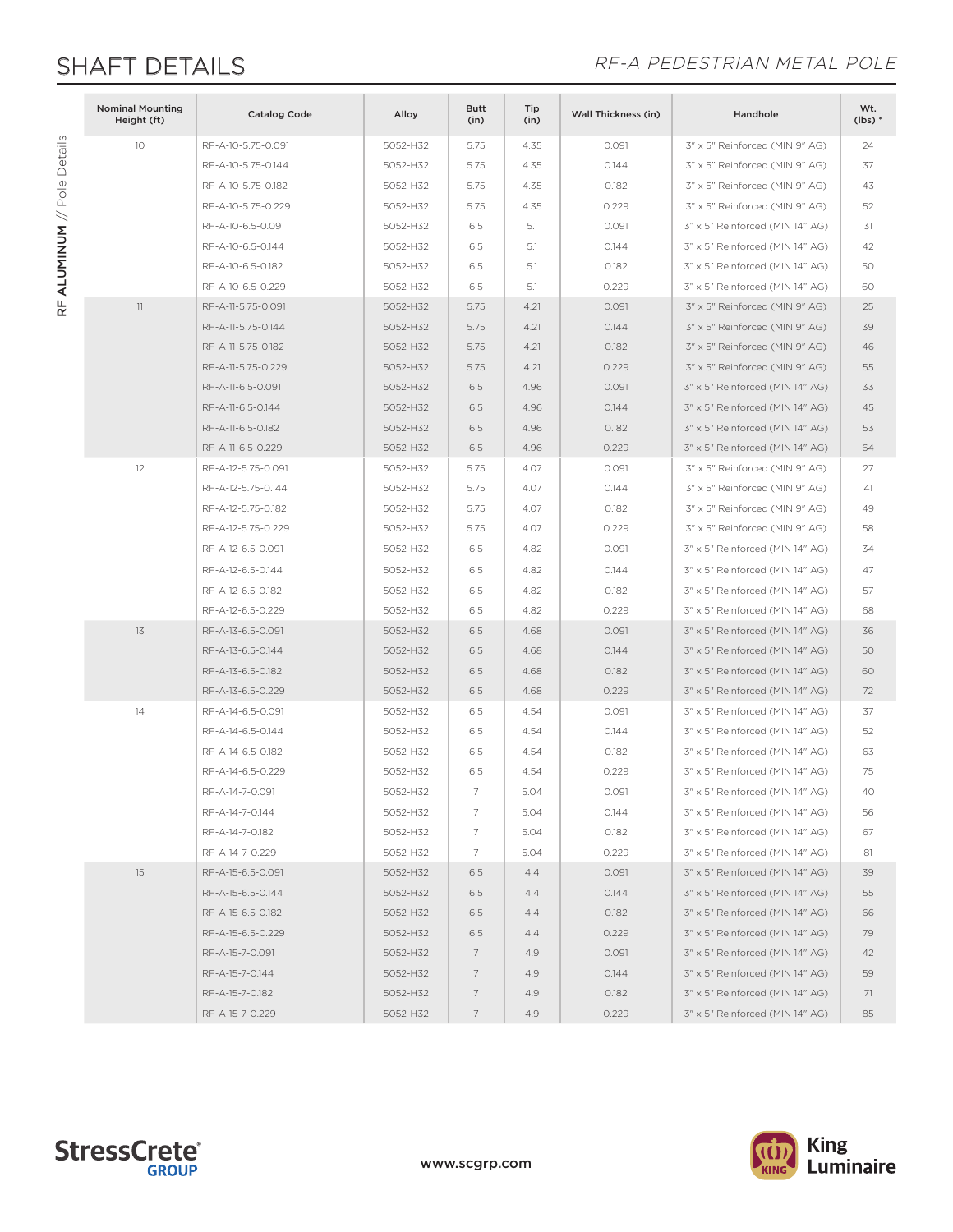# SHAFT DETAILS

*RF-A PEDESTRIAN METAL POLE*

RF ALUMINUM // Pole Details

| Nominal Mounting Height (ft) | Catalog Code | Alloy | Butt (in) | Tip (in) | Wall Thickness (in) | Handhole | Wt. (lbs) * |
|---|---|---|---|---|---|---|---|
| 10 | RF-A-10-5.75-0.091 | 5052-H32 | 5.75 | 4.35 | 0.091 | 3" x 5" Reinforced (MIN 9" AG) | 24 |
| | RF-A-10-5.75-0.144 | 5052-H32 | 5.75 | 4.35 | 0.144 | 3" x 5" Reinforced (MIN 9" AG) | 37 |
| | RF-A-10-5.75-0.182 | 5052-H32 | 5.75 | 4.35 | 0.182 | 3" x 5" Reinforced (MIN 9" AG) | 43 |
| | RF-A-10-5.75-0.229 | 5052-H32 | 5.75 | 4.35 | 0.229 | 3" x 5" Reinforced (MIN 9" AG) | 52 |
| | RF-A-10-6.5-0.091 | 5052-H32 | 6.5 | 5.1 | 0.091 | 3" x 5" Reinforced (MIN 14" AG) | 31 |
| | RF-A-10-6.5-0.144 | 5052-H32 | 6.5 | 5.1 | 0.144 | 3" x 5" Reinforced (MIN 14" AG) | 42 |
| | RF-A-10-6.5-0.182 | 5052-H32 | 6.5 | 5.1 | 0.182 | 3" x 5" Reinforced (MIN 14" AG) | 50 |
| | RF-A-10-6.5-0.229 | 5052-H32 | 6.5 | 5.1 | 0.229 | 3" x 5" Reinforced (MIN 14" AG) | 60 |
| 11 | RF-A-11-5.75-0.091 | 5052-H32 | 5.75 | 4.21 | 0.091 | 3" x 5" Reinforced (MIN 9" AG) | 25 |
| | RF-A-11-5.75-0.144 | 5052-H32 | 5.75 | 4.21 | 0.144 | 3" x 5" Reinforced (MIN 9" AG) | 39 |
| | RF-A-11-5.75-0.182 | 5052-H32 | 5.75 | 4.21 | 0.182 | 3" x 5" Reinforced (MIN 9" AG) | 46 |
| | RF-A-11-5.75-0.229 | 5052-H32 | 5.75 | 4.21 | 0.229 | 3" x 5" Reinforced (MIN 9" AG) | 55 |
| | RF-A-11-6.5-0.091 | 5052-H32 | 6.5 | 4.96 | 0.091 | 3" x 5" Reinforced (MIN 14" AG) | 33 |
| | RF-A-11-6.5-0.144 | 5052-H32 | 6.5 | 4.96 | 0.144 | 3" x 5" Reinforced (MIN 14" AG) | 45 |
| | RF-A-11-6.5-0.182 | 5052-H32 | 6.5 | 4.96 | 0.182 | 3" x 5" Reinforced (MIN 14" AG) | 53 |
| | RF-A-11-6.5-0.229 | 5052-H32 | 6.5 | 4.96 | 0.229 | 3" x 5" Reinforced (MIN 14" AG) | 64 |
| 12 | RF-A-12-5.75-0.091 | 5052-H32 | 5.75 | 4.07 | 0.091 | 3" x 5" Reinforced (MIN 9" AG) | 27 |
| | RF-A-12-5.75-0.144 | 5052-H32 | 5.75 | 4.07 | 0.144 | 3" x 5" Reinforced (MIN 9" AG) | 41 |
| | RF-A-12-5.75-0.182 | 5052-H32 | 5.75 | 4.07 | 0.182 | 3" x 5" Reinforced (MIN 9" AG) | 49 |
| | RF-A-12-5.75-0.229 | 5052-H32 | 5.75 | 4.07 | 0.229 | 3" x 5" Reinforced (MIN 9" AG) | 58 |
| | RF-A-12-6.5-0.091 | 5052-H32 | 6.5 | 4.82 | 0.091 | 3" x 5" Reinforced (MIN 14" AG) | 34 |
| | RF-A-12-6.5-0.144 | 5052-H32 | 6.5 | 4.82 | 0.144 | 3" x 5" Reinforced (MIN 14" AG) | 47 |
| | RF-A-12-6.5-0.182 | 5052-H32 | 6.5 | 4.82 | 0.182 | 3" x 5" Reinforced (MIN 14" AG) | 57 |
| | RF-A-12-6.5-0.229 | 5052-H32 | 6.5 | 4.82 | 0.229 | 3" x 5" Reinforced (MIN 14" AG) | 68 |
| 13 | RF-A-13-6.5-0.091 | 5052-H32 | 6.5 | 4.68 | 0.091 | 3" x 5" Reinforced (MIN 14" AG) | 36 |
| | RF-A-13-6.5-0.144 | 5052-H32 | 6.5 | 4.68 | 0.144 | 3" x 5" Reinforced (MIN 14" AG) | 50 |
| | RF-A-13-6.5-0.182 | 5052-H32 | 6.5 | 4.68 | 0.182 | 3" x 5" Reinforced (MIN 14" AG) | 60 |
| | RF-A-13-6.5-0.229 | 5052-H32 | 6.5 | 4.68 | 0.229 | 3" x 5" Reinforced (MIN 14" AG) | 72 |
| 14 | RF-A-14-6.5-0.091 | 5052-H32 | 6.5 | 4.54 | 0.091 | 3" x 5" Reinforced (MIN 14" AG) | 37 |
| | RF-A-14-6.5-0.144 | 5052-H32 | 6.5 | 4.54 | 0.144 | 3" x 5" Reinforced (MIN 14" AG) | 52 |
| | RF-A-14-6.5-0.182 | 5052-H32 | 6.5 | 4.54 | 0.182 | 3" x 5" Reinforced (MIN 14" AG) | 63 |
| | RF-A-14-6.5-0.229 | 5052-H32 | 6.5 | 4.54 | 0.229 | 3" x 5" Reinforced (MIN 14" AG) | 75 |
| | RF-A-14-7-0.091 | 5052-H32 | 7 | 5.04 | 0.091 | 3" x 5" Reinforced (MIN 14" AG) | 40 |
| | RF-A-14-7-0.144 | 5052-H32 | 7 | 5.04 | 0.144 | 3" x 5" Reinforced (MIN 14" AG) | 56 |
| | RF-A-14-7-0.182 | 5052-H32 | 7 | 5.04 | 0.182 | 3" x 5" Reinforced (MIN 14" AG) | 67 |
| | RF-A-14-7-0.229 | 5052-H32 | 7 | 5.04 | 0.229 | 3" x 5" Reinforced (MIN 14" AG) | 81 |
| 15 | RF-A-15-6.5-0.091 | 5052-H32 | 6.5 | 4.4 | 0.091 | 3" x 5" Reinforced (MIN 14" AG) | 39 |
| | RF-A-15-6.5-0.144 | 5052-H32 | 6.5 | 4.4 | 0.144 | 3" x 5" Reinforced (MIN 14" AG) | 55 |
| | RF-A-15-6.5-0.182 | 5052-H32 | 6.5 | 4.4 | 0.182 | 3" x 5" Reinforced (MIN 14" AG) | 66 |
| | RF-A-15-6.5-0.229 | 5052-H32 | 6.5 | 4.4 | 0.229 | 3" x 5" Reinforced (MIN 14" AG) | 79 |
| | RF-A-15-7-0.091 | 5052-H32 | 7 | 4.9 | 0.091 | 3" x 5" Reinforced (MIN 14" AG) | 42 |
| | RF-A-15-7-0.144 | 5052-H32 | 7 | 4.9 | 0.144 | 3" x 5" Reinforced (MIN 14" AG) | 59 |
| | RF-A-15-7-0.182 | 5052-H32 | 7 | 4.9 | 0.182 | 3" x 5" Reinforced (MIN 14" AG) | 71 |
| | RF-A-15-7-0.229 | 5052-H32 | 7 | 4.9 | 0.229 | 3" x 5" Reinforced (MIN 14" AG) | 85 |

StressCrete GROUP

www.scgrp.com

King Luminaire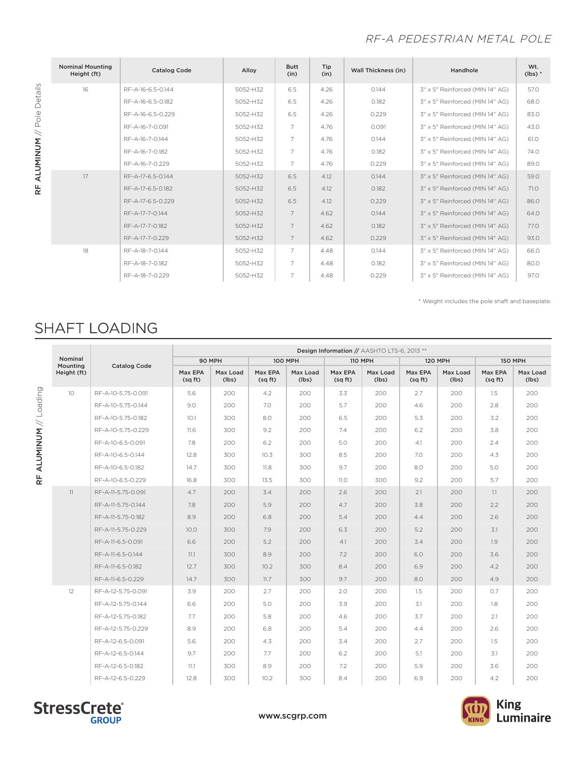RF ALUMINUM // Pole Details

| Nominal Mounting Height (ft) | Catalog Code | Alloy | Butt (in) | Tip (in) | Wall Thickness (in) | Handhole | Wt. (lbs) * |
|---|---|---|---|---|---|---|---|
| 16 | RF-A-16-6.5-0.144 | 5052-H32 | 6.5 | 4.26 | 0.144 | 3" x 5" Reinforced (MIN 14" AG) | 57.0 |
| | RF-A-16-6.5-0.182 | 5052-H32 | 6.5 | 4.26 | 0.182 | 3" x 5" Reinforced (MIN 14" AG) | 68.0 |
| | RF-A-16-6.5-0.229 | 5052-H32 | 6.5 | 4.26 | 0.229 | 3" x 5" Reinforced (MIN 14" AG) | 83.0 |
| | RF-A-16-7-0.091 | 5052-H32 | 7 | 4.76 | 0.091 | 3" x 5" Reinforced (MIN 14" AG) | 43.0 |
| | RF-A-16-7-0.144 | 5052-H32 | 7 | 4.76 | 0.144 | 3" x 5" Reinforced (MIN 14" AG) | 61.0 |
| | RF-A-16-7-0.182 | 5052-H32 | 7 | 4.76 | 0.182 | 3" x 5" Reinforced (MIN 14" AG) | 74.0 |
| | RF-A-16-7-0.229 | 5052-H32 | 7 | 4.76 | 0.229 | 3" x 5" Reinforced (MIN 14" AG) | 89.0 |
| 17 | RF-A-17-6.5-0.144 | 5052-H32 | 6.5 | 4.12 | 0.144 | 3" x 5" Reinforced (MIN 14" AG) | 59.0 |
| | RF-A-17-6.5-0.182 | 5052-H32 | 6.5 | 4.12 | 0.182 | 3" x 5" Reinforced (MIN 14" AG) | 71.0 |
| | RF-A-17-6.5-0.229 | 5052-H32 | 6.5 | 4.12 | 0.229 | 3" x 5" Reinforced (MIN 14" AG) | 86.0 |
| | RF-A-17-7-0.144 | 5052-H32 | 7 | 4.62 | 0.144 | 3" x 5" Reinforced (MIN 14" AG) | 64.0 |
| | RF-A-17-7-0.182 | 5052-H32 | 7 | 4.62 | 0.182 | 3" x 5" Reinforced (MIN 14" AG) | 77.0 |
| | RF-A-17-7-0.229 | 5052-H32 | 7 | 4.62 | 0.229 | 3" x 5" Reinforced (MIN 14" AG) | 93.0 |
| 18 | RF-A-18-7-0.144 | 5052-H32 | 7 | 4.48 | 0.144 | 3" x 5" Reinforced (MIN 14" AG) | 66.0 |
| | RF-A-18-7-0.182 | 5052-H32 | 7 | 4.48 | 0.182 | 3" x 5" Reinforced (MIN 14" AG) | 80.0 |
| | RF-A-18-7-0.229 | 5052-H32 | 7 | 4.48 | 0.229 | 3" x 5" Reinforced (MIN 14" AG) | 97.0 |

* Weight includes the pole shaft and baseplate.

## SHAFT LOADING

RF ALUMINUM // Loading

| Nominal Mounting Height (ft) | Catalog Code | Design Information // AASHTO LTS-6, 2013 ** | | | | | | | | | |
|---|---|---|---|---|---|---|---|---|---|---|---|
| | | 90 MPH | | 100 MPH | | 110 MPH | | 120 MPH | | 150 MPH | |
| | | Max EPA (sq ft) | Max Load (lbs) | Max EPA (sq ft) | Max Load (lbs) | Max EPA (sq ft) | Max Load (lbs) | Max EPA (sq ft) | Max Load (lbs) | Max EPA (sq ft) | Max Load (lbs) |
| 10 | RF-A-10-5.75-0.091 | 5.6 | 200 | 4.2 | 200 | 3.3 | 200 | 2.7 | 200 | 1.5 | 200 |
| | RF-A-10-5.75-0.144 | 9.0 | 200 | 7.0 | 200 | 5.7 | 200 | 4.6 | 200 | 2.8 | 200 |
| | RF-A-10-5.75-0.182 | 10.1 | 300 | 8.0 | 200 | 6.5 | 200 | 5.3 | 200 | 3.2 | 200 |
| | RF-A-10-5.75-0.229 | 11.6 | 300 | 9.2 | 200 | 7.4 | 200 | 6.2 | 200 | 3.8 | 200 |
| | RF-A-10-6.5-0.091 | 7.8 | 200 | 6.2 | 200 | 5.0 | 200 | 4.1 | 200 | 2.4 | 200 |
| | RF-A-10-6.5-0.144 | 12.8 | 300 | 10.3 | 300 | 8.5 | 200 | 7.0 | 200 | 4.3 | 200 |
| | RF-A-10-6.5-0.182 | 14.7 | 300 | 11.8 | 300 | 9.7 | 200 | 8.0 | 200 | 5.0 | 200 |
| | RF-A-10-6.5-0.229 | 16.8 | 300 | 13.5 | 300 | 11.0 | 300 | 9.2 | 200 | 5.7 | 200 |
| 11 | RF-A-11-5.75-0.091 | 4.7 | 200 | 3.4 | 200 | 2.6 | 200 | 2.1 | 200 | 1.1 | 200 |
| | RF-A-11-5.75-0.144 | 7.8 | 200 | 5.9 | 200 | 4.7 | 200 | 3.8 | 200 | 2.2 | 200 |
| | RF-A-11-5.75-0.182 | 8.9 | 200 | 6.8 | 200 | 5.4 | 200 | 4.4 | 200 | 2.6 | 200 |
| | RF-A-11-5.75-0.229 | 10.0 | 300 | 7.9 | 200 | 6.3 | 200 | 5.2 | 200 | 3.1 | 200 |
| | RF-A-11-6.5-0.091 | 6.6 | 200 | 5.2 | 200 | 4.1 | 200 | 3.4 | 200 | 1.9 | 200 |
| | RF-A-11-6.5-0.144 | 11.1 | 300 | 8.9 | 200 | 7.2 | 200 | 6.0 | 200 | 3.6 | 200 |
| | RF-A-11-6.5-0.182 | 12.7 | 300 | 10.2 | 300 | 8.4 | 200 | 6.9 | 200 | 4.2 | 200 |
| | RF-A-11-6.5-0.229 | 14.7 | 300 | 11.7 | 300 | 9.7 | 200 | 8.0 | 200 | 4.9 | 200 |
| 12 | RF-A-12-5.75-0.091 | 3.9 | 200 | 2.7 | 200 | 2.0 | 200 | 1.5 | 200 | 0.7 | 200 |
| | RF-A-12-5.75-0.144 | 6.6 | 200 | 5.0 | 200 | 3.9 | 200 | 3.1 | 200 | 1.8 | 200 |
| | RF-A-12-5.75-0.182 | 7.7 | 200 | 5.8 | 200 | 4.6 | 200 | 3.7 | 200 | 2.1 | 200 |
| | RF-A-12-5.75-0.229 | 8.9 | 200 | 6.8 | 200 | 5.4 | 200 | 4.4 | 200 | 2.6 | 200 |
| | RF-A-12-6.5-0.091 | 5.6 | 200 | 4.3 | 200 | 3.4 | 200 | 2.7 | 200 | 1.5 | 200 |
| | RF-A-12-6.5-0.144 | 9.7 | 200 | 7.7 | 200 | 6.2 | 200 | 5.1 | 200 | 3.1 | 200 |
| | RF-A-12-6.5-0.182 | 11.1 | 300 | 8.9 | 200 | 7.2 | 200 | 5.9 | 200 | 3.6 | 200 |
| | RF-A-12-6.5-0.229 | 12.8 | 300 | 10.2 | 300 | 8.4 | 200 | 6.9 | 200 | 4.2 | 200 |

www.scgrp.com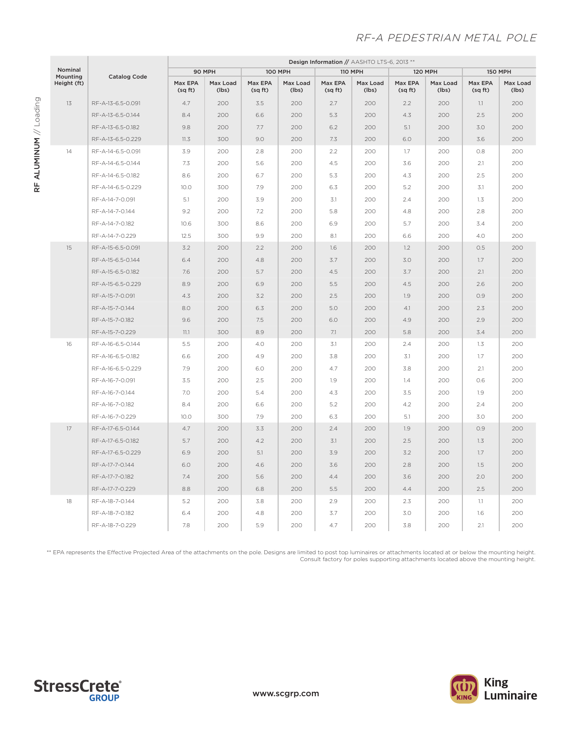# RF-A PEDESTRIAN METAL POLE

## RF ALUMINUM // Loading

| Nominal Mounting Height (ft) | Catalog Code | Design Information // AASHTO LTS-6, 2013 ** | | | | | | | | | |
|---|---|---|---|---|---|---|---|---|---|---|---|
| | | 90 MPH | | 100 MPH | | 110 MPH | | 120 MPH | | 150 MPH | |
| | | Max EPA (sq ft) | Max Load (lbs) | Max EPA (sq ft) | Max Load (lbs) | Max EPA (sq ft) | Max Load (lbs) | Max EPA (sq ft) | Max Load (lbs) | Max EPA (sq ft) | Max Load (lbs) |
| 13 | RF-A-13-6.5-0.091 | 4.7 | 200 | 3.5 | 200 | 2.7 | 200 | 2.2 | 200 | 1.1 | 200 |
| | RF-A-13-6.5-0.144 | 8.4 | 200 | 6.6 | 200 | 5.3 | 200 | 4.3 | 200 | 2.5 | 200 |
| | RF-A-13-6.5-0.182 | 9.8 | 200 | 7.7 | 200 | 6.2 | 200 | 5.1 | 200 | 3.0 | 200 |
| | RF-A-13-6.5-0.229 | 11.3 | 300 | 9.0 | 200 | 7.3 | 200 | 6.0 | 200 | 3.6 | 200 |
| 14 | RF-A-14-6.5-0.091 | 3.9 | 200 | 2.8 | 200 | 2.2 | 200 | 1.7 | 200 | 0.8 | 200 |
| | RF-A-14-6.5-0.144 | 7.3 | 200 | 5.6 | 200 | 4.5 | 200 | 3.6 | 200 | 2.1 | 200 |
| | RF-A-14-6.5-0.182 | 8.6 | 200 | 6.7 | 200 | 5.3 | 200 | 4.3 | 200 | 2.5 | 200 |
| | RF-A-14-6.5-0.229 | 10.0 | 300 | 7.9 | 200 | 6.3 | 200 | 5.2 | 200 | 3.1 | 200 |
| | RF-A-14-7-0.091 | 5.1 | 200 | 3.9 | 200 | 3.1 | 200 | 2.4 | 200 | 1.3 | 200 |
| | RF-A-14-7-0.144 | 9.2 | 200 | 7.2 | 200 | 5.8 | 200 | 4.8 | 200 | 2.8 | 200 |
| | RF-A-14-7-0.182 | 10.6 | 300 | 8.6 | 200 | 6.9 | 200 | 5.7 | 200 | 3.4 | 200 |
| | RF-A-14-7-0.229 | 12.5 | 300 | 9.9 | 200 | 8.1 | 200 | 6.6 | 200 | 4.0 | 200 |
| 15 | RF-A-15-6.5-0.091 | 3.2 | 200 | 2.2 | 200 | 1.6 | 200 | 1.2 | 200 | 0.5 | 200 |
| | RF-A-15-6.5-0.144 | 6.4 | 200 | 4.8 | 200 | 3.7 | 200 | 3.0 | 200 | 1.7 | 200 |
| | RF-A-15-6.5-0.182 | 7.6 | 200 | 5.7 | 200 | 4.5 | 200 | 3.7 | 200 | 2.1 | 200 |
| | RF-A-15-6.5-0.229 | 8.9 | 200 | 6.9 | 200 | 5.5 | 200 | 4.5 | 200 | 2.6 | 200 |
| | RF-A-15-7-0.091 | 4.3 | 200 | 3.2 | 200 | 2.5 | 200 | 1.9 | 200 | 0.9 | 200 |
| | RF-A-15-7-0.144 | 8.0 | 200 | 6.3 | 200 | 5.0 | 200 | 4.1 | 200 | 2.3 | 200 |
| | RF-A-15-7-0.182 | 9.6 | 200 | 7.5 | 200 | 6.0 | 200 | 4.9 | 200 | 2.9 | 200 |
| | RF-A-15-7-0.229 | 11.1 | 300 | 8.9 | 200 | 7.1 | 200 | 5.8 | 200 | 3.4 | 200 |
| 16 | RF-A-16-6.5-0.144 | 5.5 | 200 | 4.0 | 200 | 3.1 | 200 | 2.4 | 200 | 1.3 | 200 |
| | RF-A-16-6.5-0.182 | 6.6 | 200 | 4.9 | 200 | 3.8 | 200 | 3.1 | 200 | 1.7 | 200 |
| | RF-A-16-6.5-0.229 | 7.9 | 200 | 6.0 | 200 | 4.7 | 200 | 3.8 | 200 | 2.1 | 200 |
| | RF-A-16-7-0.091 | 3.5 | 200 | 2.5 | 200 | 1.9 | 200 | 1.4 | 200 | 0.6 | 200 |
| | RF-A-16-7-0.144 | 7.0 | 200 | 5.4 | 200 | 4.3 | 200 | 3.5 | 200 | 1.9 | 200 |
| | RF-A-16-7-0.182 | 8.4 | 200 | 6.6 | 200 | 5.2 | 200 | 4.2 | 200 | 2.4 | 200 |
| | RF-A-16-7-0.229 | 10.0 | 300 | 7.9 | 200 | 6.3 | 200 | 5.1 | 200 | 3.0 | 200 |
| 17 | RF-A-17-6.5-0.144 | 4.7 | 200 | 3.3 | 200 | 2.4 | 200 | 1.9 | 200 | 0.9 | 200 |
| | RF-A-17-6.5-0.182 | 5.7 | 200 | 4.2 | 200 | 3.1 | 200 | 2.5 | 200 | 1.3 | 200 |
| | RF-A-17-6.5-0.229 | 6.9 | 200 | 5.1 | 200 | 3.9 | 200 | 3.2 | 200 | 1.7 | 200 |
| | RF-A-17-7-0.144 | 6.0 | 200 | 4.6 | 200 | 3.6 | 200 | 2.8 | 200 | 1.5 | 200 |
| | RF-A-17-7-0.182 | 7.4 | 200 | 5.6 | 200 | 4.4 | 200 | 3.6 | 200 | 2.0 | 200 |
| | RF-A-17-7-0.229 | 8.8 | 200 | 6.8 | 200 | 5.5 | 200 | 4.4 | 200 | 2.5 | 200 |
| 18 | RF-A-18-7-0.144 | 5.2 | 200 | 3.8 | 200 | 2.9 | 200 | 2.3 | 200 | 1.1 | 200 |
| | RF-A-18-7-0.182 | 6.4 | 200 | 4.8 | 200 | 3.7 | 200 | 3.0 | 200 | 1.6 | 200 |
| | RF-A-18-7-0.229 | 7.8 | 200 | 5.9 | 200 | 4.7 | 200 | 3.8 | 200 | 2.1 | 200 |

** EPA represents the Effective Projected Area of the attachments on the pole. Designs are limited to post top luminaires or attachments located at or below the mounting height. Consult factory for poles supporting attachments located above the mounting height.

StressCrete GROUP

www.scgrp.com

King Luminaire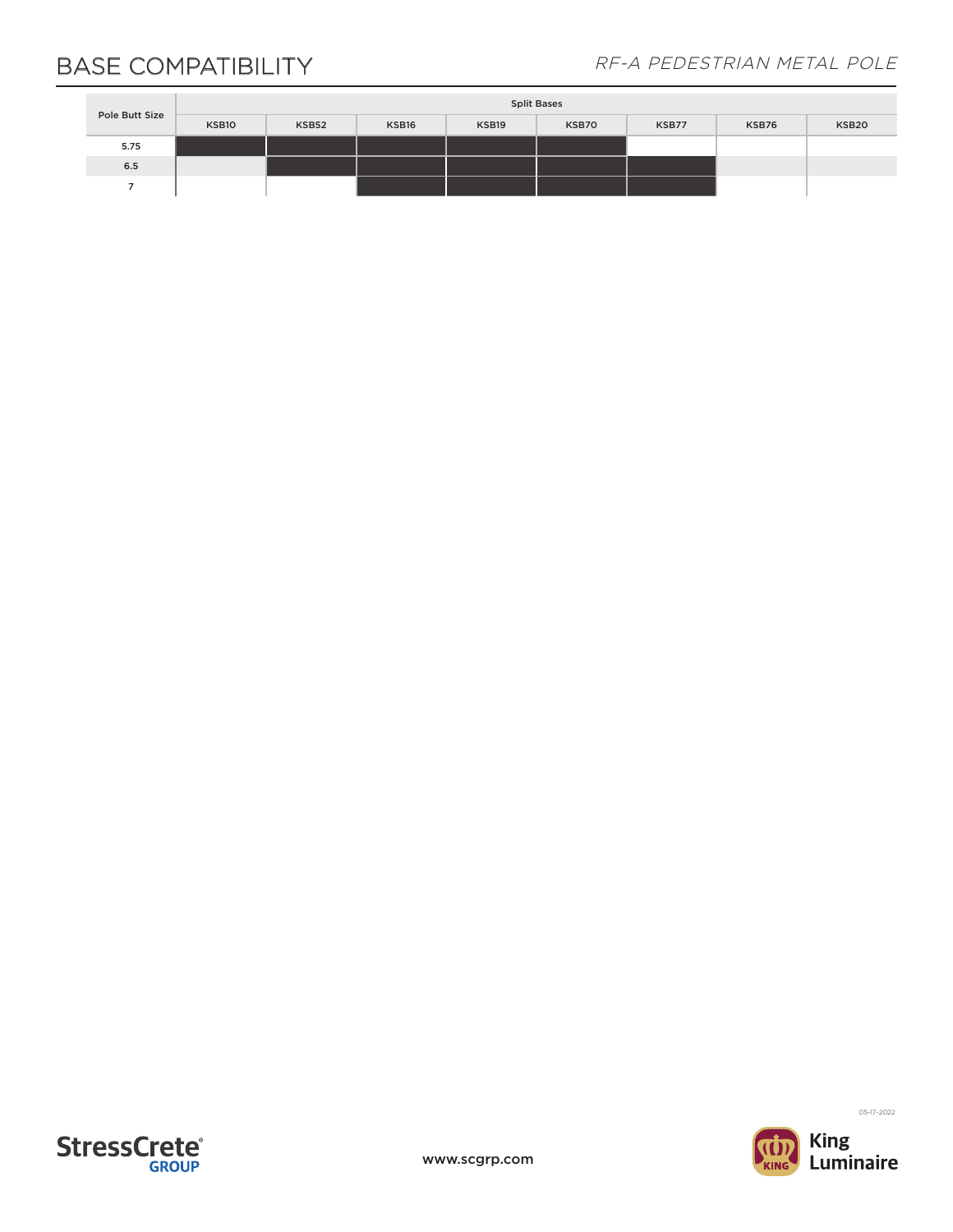# BASE COMPATIBILITY

*RF-A PEDESTRIAN METAL POLE*

| Pole Butt Size | Split Bases | | | | | | | |
|---|---|---|---|---|---|---|---|---|
| | KSB10 | KSB52 | KSB16 | KSB19 | KSB70 | KSB77 | KSB76 | KSB20 |
| 5.75 | ■ | ■ | ■ | ■ | ■ | | | |
| 6.5 | | ■ | ■ | ■ | ■ | ■ | | |
| 7 | | | ■ | ■ | ■ | ■ | | |